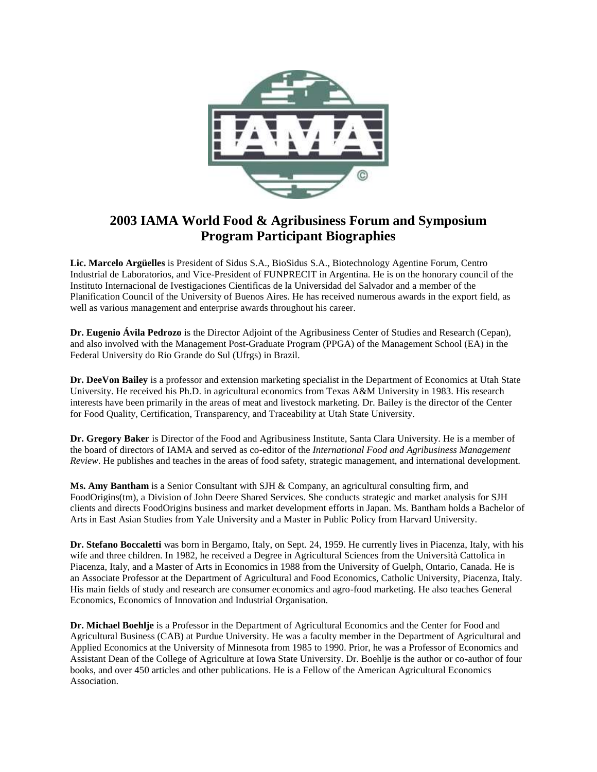# 2003 IAMA World Food & Agribusiness Forum and Symposium Program Participant Biographies

**Lic. Marcelo Argüelles** is President of Sidus S.A., BioSidus S.A., Biotechnology Agentine Forum, Centro Industrial de Laboratorios, and Vice-President of FUNPRECIT in Argentina. He is on the honorary council of the Instituto Internacional de Ivestigaciones Cientificas de la Universidad del Salvador and a member of the Planification Council of the University of Buenos Aires. He has received numerous awards in the export field, as well as various management and enterprise awards throughout his career.

**Dr. Eugenio Ávila Pedrozo** is the Director Adjoint of the Agribusiness Center of Studies and Research (Cepan), and also involved with the Management Post-Graduate Program (PPGA) of the Management School (EA) in the Federal University do Rio Grande do Sul (Ufrgs) in Brazil.

**Dr. DeeVon Bailey** is a professor and extension marketing specialist in the Department of Economics at Utah State University. He received his Ph.D. in agricultural economics from Texas A&M University in 1983. His research interests have been primarily in the areas of meat and livestock marketing. Dr. Bailey is the director of the Center for Food Quality, Certification, Transparency, and Traceability at Utah State University.

**Dr. Gregory Baker** is Director of the Food and Agribusiness Institute, Santa Clara University. He is a member of the board of directors of IAMA and served as co-editor of the *International Food and Agribusiness Management Review*. He publishes and teaches in the areas of food safety, strategic management, and international development.

**Ms. Amy Bantham** is a Senior Consultant with SJH & Company, an agricultural consulting firm, and FoodOrigins(tm), a Division of John Deere Shared Services. She conducts strategic and market analysis for SJH clients and directs FoodOrigins business and market development efforts in Japan. Ms. Bantham holds a Bachelor of Arts in East Asian Studies from Yale University and a Master in Public Policy from Harvard University.

**Dr. Stefano Boccaletti** was born in Bergamo, Italy, on Sept. 24, 1959. He currently lives in Piacenza, Italy, with his wife and three children. In 1982, he received a Degree in Agricultural Sciences from the Università Cattolica in Piacenza, Italy, and a Master of Arts in Economics in 1988 from the University of Guelph, Ontario, Canada. He is an Associate Professor at the Department of Agricultural and Food Economics, Catholic University, Piacenza, Italy. His main fields of study and research are consumer economics and agro-food marketing. He also teaches General Economics, Economics of Innovation and Industrial Organisation.

**Dr. Michael Boehlje** is a Professor in the Department of Agricultural Economics and the Center for Food and Agricultural Business (CAB) at Purdue University. He was a faculty member in the Department of Agricultural and Applied Economics at the University of Minnesota from 1985 to 1990. Prior, he was a Professor of Economics and Assistant Dean of the College of Agriculture at Iowa State University. Dr. Boehlje is the author or co-author of four books, and over 450 articles and other publications. He is a Fellow of the American Agricultural Economics Association.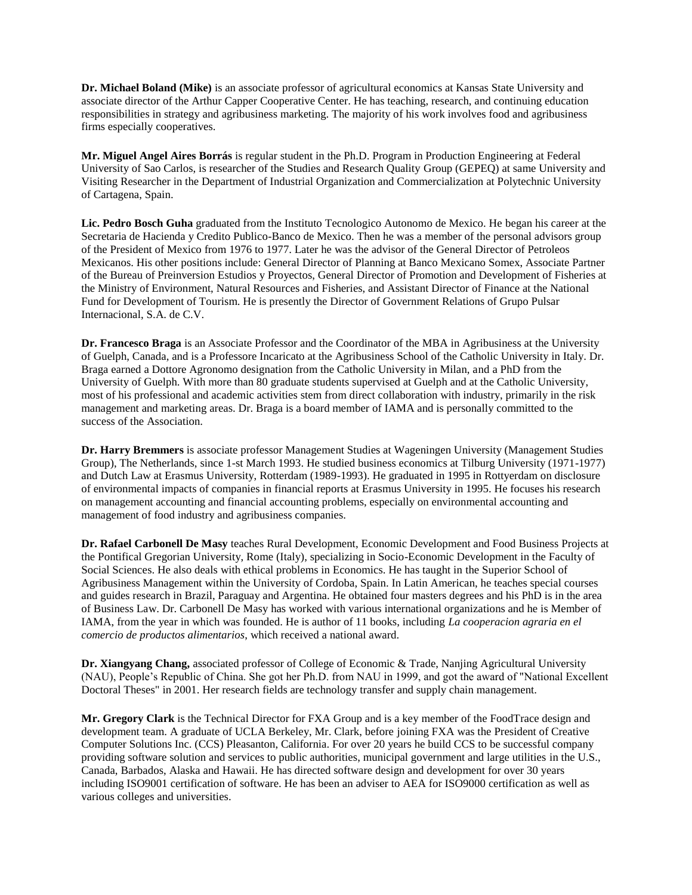**Dr. Michael Boland (Mike)** is an associate professor of agricultural economics at Kansas State University and associate director of the Arthur Capper Cooperative Center. He has teaching, research, and continuing education responsibilities in strategy and agribusiness marketing. The majority of his work involves food and agribusiness firms especially cooperatives.

**Mr. Miguel Angel Aires Borrás** is regular student in the Ph.D. Program in Production Engineering at Federal University of Sao Carlos, is researcher of the Studies and Research Quality Group (GEPEQ) at same University and Visiting Researcher in the Department of Industrial Organization and Commercialization at Polytechnic University of Cartagena, Spain.

**Lic. Pedro Bosch Guha** graduated from the Instituto Tecnologico Autonomo de Mexico. He began his career at the Secretaria de Hacienda y Credito Publico-Banco de Mexico. Then he was a member of the personal advisors group of the President of Mexico from 1976 to 1977. Later he was the advisor of the General Director of Petroleos Mexicanos. His other positions include: General Director of Planning at Banco Mexicano Somex, Associate Partner of the Bureau of Preinversion Estudios y Proyectos, General Director of Promotion and Development of Fisheries at the Ministry of Environment, Natural Resources and Fisheries, and Assistant Director of Finance at the National Fund for Development of Tourism. He is presently the Director of Government Relations of Grupo Pulsar Internacional, S.A. de C.V.

**Dr. Francesco Braga** is an Associate Professor and the Coordinator of the MBA in Agribusiness at the University of Guelph, Canada, and is a Professore Incaricato at the Agribusiness School of the Catholic University in Italy. Dr. Braga earned a Dottore Agronomo designation from the Catholic University in Milan, and a PhD from the University of Guelph. With more than 80 graduate students supervised at Guelph and at the Catholic University, most of his professional and academic activities stem from direct collaboration with industry, primarily in the risk management and marketing areas. Dr. Braga is a board member of IAMA and is personally committed to the success of the Association.

**Dr. Harry Bremmers** is associate professor Management Studies at Wageningen University (Management Studies Group), The Netherlands, since 1-st March 1993. He studied business economics at Tilburg University (1971-1977) and Dutch Law at Erasmus University, Rotterdam (1989-1993). He graduated in 1995 in Rottyerdam on disclosure of environmental impacts of companies in financial reports at Erasmus University in 1995. He focuses his research on management accounting and financial accounting problems, especially on environmental accounting and management of food industry and agribusiness companies.

**Dr. Rafael Carbonell De Masy** teaches Rural Development, Economic Development and Food Business Projects at the Pontifical Gregorian University, Rome (Italy), specializing in Socio-Economic Development in the Faculty of Social Sciences. He also deals with ethical problems in Economics. He has taught in the Superior School of Agribusiness Management within the University of Cordoba, Spain. In Latin American, he teaches special courses and guides research in Brazil, Paraguay and Argentina. He obtained four masters degrees and his PhD is in the area of Business Law. Dr. Carbonell De Masy has worked with various international organizations and he is Member of IAMA, from the year in which was founded. He is author of 11 books, including *La cooperacion agraria en el comercio de productos alimentarios*, which received a national award.

**Dr. Xiangyang Chang,** associated professor of College of Economic & Trade, Nanjing Agricultural University (NAU), People's Republic of China. She got her Ph.D. from NAU in 1999, and got the award of "National Excellent Doctoral Theses" in 2001. Her research fields are technology transfer and supply chain management.

**Mr. Gregory Clark** is the Technical Director for FXA Group and is a key member of the FoodTrace design and development team. A graduate of UCLA Berkeley, Mr. Clark, before joining FXA was the President of Creative Computer Solutions Inc. (CCS) Pleasanton, California. For over 20 years he build CCS to be successful company providing software solution and services to public authorities, municipal government and large utilities in the U.S., Canada, Barbados, Alaska and Hawaii. He has directed software design and development for over 30 years including ISO9001 certification of software. He has been an adviser to AEA for ISO9000 certification as well as various colleges and universities.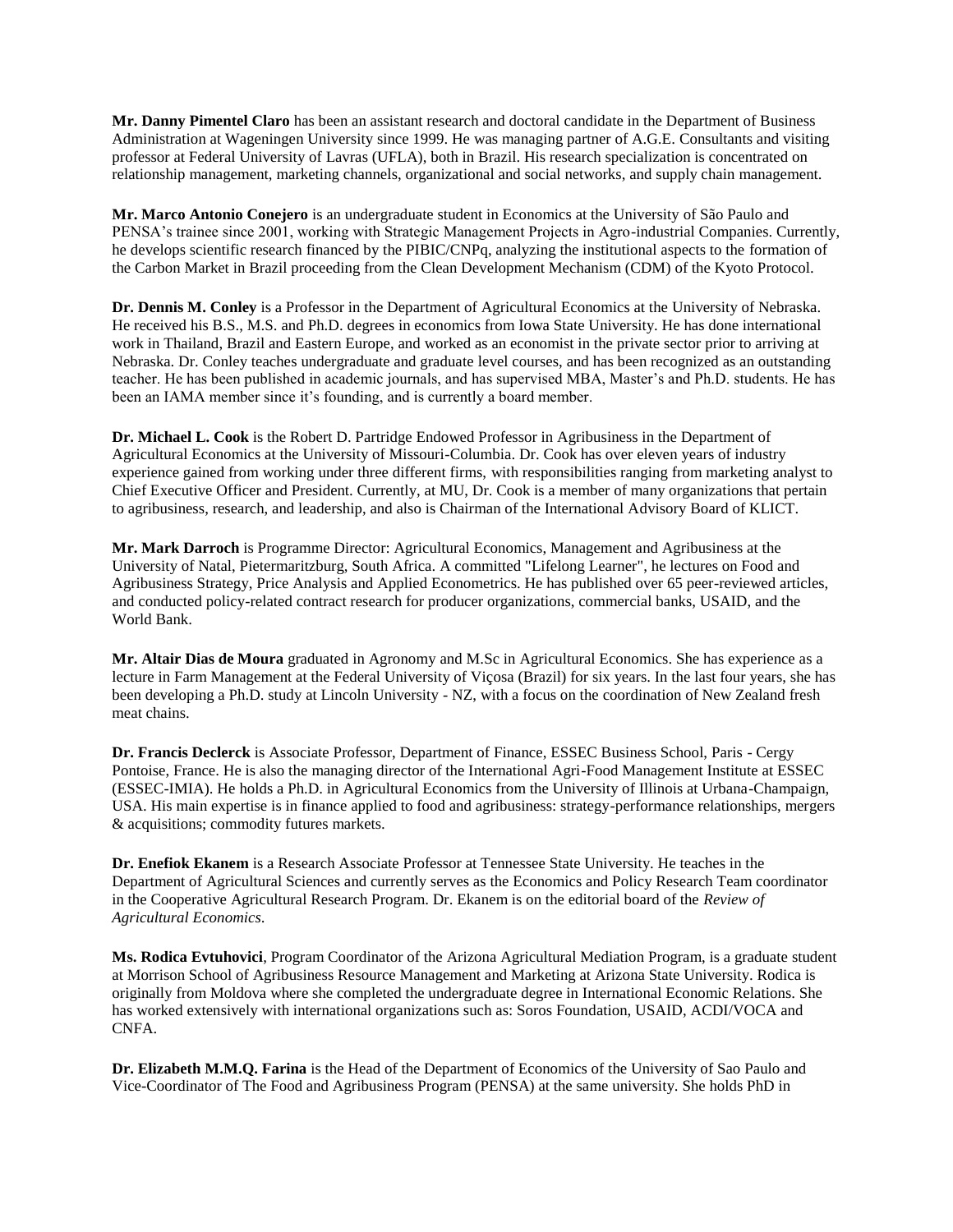**Mr. Danny Pimentel Claro** has been an assistant research and doctoral candidate in the Department of Business Administration at Wageningen University since 1999. He was managing partner of A.G.E. Consultants and visiting professor at Federal University of Lavras (UFLA), both in Brazil. His research specialization is concentrated on relationship management, marketing channels, organizational and social networks, and supply chain management.

**Mr. Marco Antonio Conejero** is an undergraduate student in Economics at the University of São Paulo and PENSA's trainee since 2001, working with Strategic Management Projects in Agro-industrial Companies. Currently, he develops scientific research financed by the PIBIC/CNPq, analyzing the institutional aspects to the formation of the Carbon Market in Brazil proceeding from the Clean Development Mechanism (CDM) of the Kyoto Protocol.

**Dr. Dennis M. Conley** is a Professor in the Department of Agricultural Economics at the University of Nebraska. He received his B.S., M.S. and Ph.D. degrees in economics from Iowa State University. He has done international work in Thailand, Brazil and Eastern Europe, and worked as an economist in the private sector prior to arriving at Nebraska. Dr. Conley teaches undergraduate and graduate level courses, and has been recognized as an outstanding teacher. He has been published in academic journals, and has supervised MBA, Master's and Ph.D. students. He has been an IAMA member since it's founding, and is currently a board member.

**Dr. Michael L. Cook** is the Robert D. Partridge Endowed Professor in Agribusiness in the Department of Agricultural Economics at the University of Missouri-Columbia. Dr. Cook has over eleven years of industry experience gained from working under three different firms, with responsibilities ranging from marketing analyst to Chief Executive Officer and President. Currently, at MU, Dr. Cook is a member of many organizations that pertain to agribusiness, research, and leadership, and also is Chairman of the International Advisory Board of KLICT.

**Mr. Mark Darroch** is Programme Director: Agricultural Economics, Management and Agribusiness at the University of Natal, Pietermaritzburg, South Africa. A committed "Lifelong Learner", he lectures on Food and Agribusiness Strategy, Price Analysis and Applied Econometrics. He has published over 65 peer-reviewed articles, and conducted policy-related contract research for producer organizations, commercial banks, USAID, and the World Bank.

**Mr. Altair Dias de Moura** graduated in Agronomy and M.Sc in Agricultural Economics. She has experience as a lecture in Farm Management at the Federal University of Viçosa (Brazil) for six years. In the last four years, she has been developing a Ph.D. study at Lincoln University - NZ, with a focus on the coordination of New Zealand fresh meat chains.

**Dr. Francis Declerck** is Associate Professor, Department of Finance, ESSEC Business School, Paris - Cergy Pontoise, France. He is also the managing director of the International Agri-Food Management Institute at ESSEC (ESSEC-IMIA). He holds a Ph.D. in Agricultural Economics from the University of Illinois at Urbana-Champaign, USA. His main expertise is in finance applied to food and agribusiness: strategy-performance relationships, mergers & acquisitions; commodity futures markets.

**Dr. Enefiok Ekanem** is a Research Associate Professor at Tennessee State University. He teaches in the Department of Agricultural Sciences and currently serves as the Economics and Policy Research Team coordinator in the Cooperative Agricultural Research Program. Dr. Ekanem is on the editorial board of the *Review of Agricultural Economics*.

**Ms. Rodica Evtuhovici**, Program Coordinator of the Arizona Agricultural Mediation Program, is a graduate student at Morrison School of Agribusiness Resource Management and Marketing at Arizona State University. Rodica is originally from Moldova where she completed the undergraduate degree in International Economic Relations. She has worked extensively with international organizations such as: Soros Foundation, USAID, ACDI/VOCA and CNFA.

**Dr. Elizabeth M.M.Q. Farina** is the Head of the Department of Economics of the University of Sao Paulo and Vice-Coordinator of The Food and Agribusiness Program (PENSA) at the same university. She holds PhD in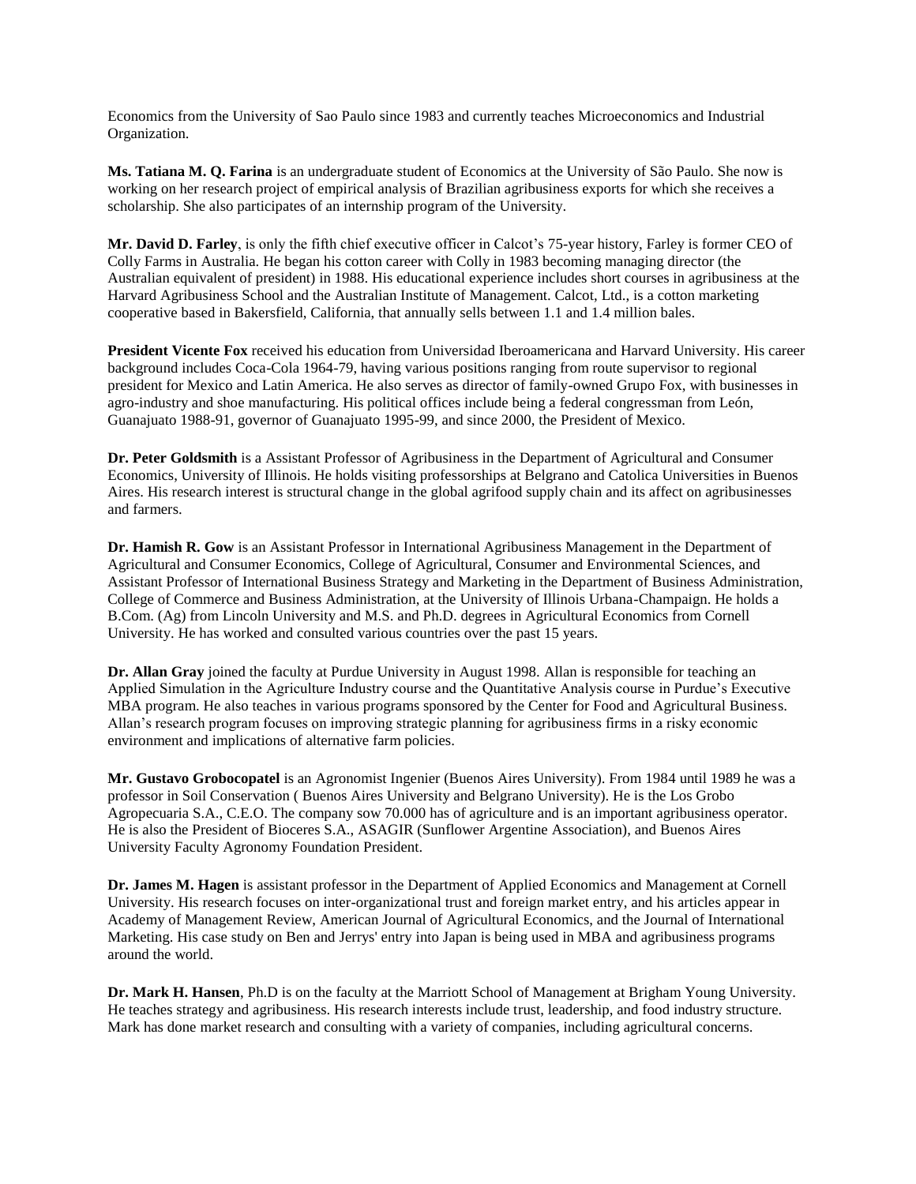Economics from the University of Sao Paulo since 1983 and currently teaches Microeconomics and Industrial Organization.

**Ms. Tatiana M. Q. Farina** is an undergraduate student of Economics at the University of São Paulo. She now is working on her research project of empirical analysis of Brazilian agribusiness exports for which she receives a scholarship. She also participates of an internship program of the University.

**Mr. David D. Farley**, is only the fifth chief executive officer in Calcot's 75-year history, Farley is former CEO of Colly Farms in Australia. He began his cotton career with Colly in 1983 becoming managing director (the Australian equivalent of president) in 1988. His educational experience includes short courses in agribusiness at the Harvard Agribusiness School and the Australian Institute of Management. Calcot, Ltd., is a cotton marketing cooperative based in Bakersfield, California, that annually sells between 1.1 and 1.4 million bales.

**President Vicente Fox** received his education from Universidad Iberoamericana and Harvard University. His career background includes Coca-Cola 1964-79, having various positions ranging from route supervisor to regional president for Mexico and Latin America. He also serves as director of family-owned Grupo Fox, with businesses in agro-industry and shoe manufacturing. His political offices include being a federal congressman from León, Guanajuato 1988-91, governor of Guanajuato 1995-99, and since 2000, the President of Mexico.

**Dr. Peter Goldsmith** is a Assistant Professor of Agribusiness in the Department of Agricultural and Consumer Economics, University of Illinois. He holds visiting professorships at Belgrano and Catolica Universities in Buenos Aires. His research interest is structural change in the global agrifood supply chain and its affect on agribusinesses and farmers.

**Dr. Hamish R. Gow** is an Assistant Professor in International Agribusiness Management in the Department of Agricultural and Consumer Economics, College of Agricultural, Consumer and Environmental Sciences, and Assistant Professor of International Business Strategy and Marketing in the Department of Business Administration, College of Commerce and Business Administration, at the University of Illinois Urbana-Champaign. He holds a B.Com. (Ag) from Lincoln University and M.S. and Ph.D. degrees in Agricultural Economics from Cornell University. He has worked and consulted various countries over the past 15 years.

**Dr. Allan Gray** joined the faculty at Purdue University in August 1998. Allan is responsible for teaching an Applied Simulation in the Agriculture Industry course and the Quantitative Analysis course in Purdue's Executive MBA program. He also teaches in various programs sponsored by the Center for Food and Agricultural Business. Allan's research program focuses on improving strategic planning for agribusiness firms in a risky economic environment and implications of alternative farm policies.

**Mr. Gustavo Grobocopatel** is an Agronomist Ingenier (Buenos Aires University). From 1984 until 1989 he was a professor in Soil Conservation ( Buenos Aires University and Belgrano University). He is the Los Grobo Agropecuaria S.A., C.E.O. The company sow 70.000 has of agriculture and is an important agribusiness operator. He is also the President of Bioceres S.A., ASAGIR (Sunflower Argentine Association), and Buenos Aires University Faculty Agronomy Foundation President.

**Dr. James M. Hagen** is assistant professor in the Department of Applied Economics and Management at Cornell University. His research focuses on inter-organizational trust and foreign market entry, and his articles appear in Academy of Management Review, American Journal of Agricultural Economics, and the Journal of International Marketing. His case study on Ben and Jerrys' entry into Japan is being used in MBA and agribusiness programs around the world.

**Dr. Mark H. Hansen**, Ph.D is on the faculty at the Marriott School of Management at Brigham Young University. He teaches strategy and agribusiness. His research interests include trust, leadership, and food industry structure. Mark has done market research and consulting with a variety of companies, including agricultural concerns.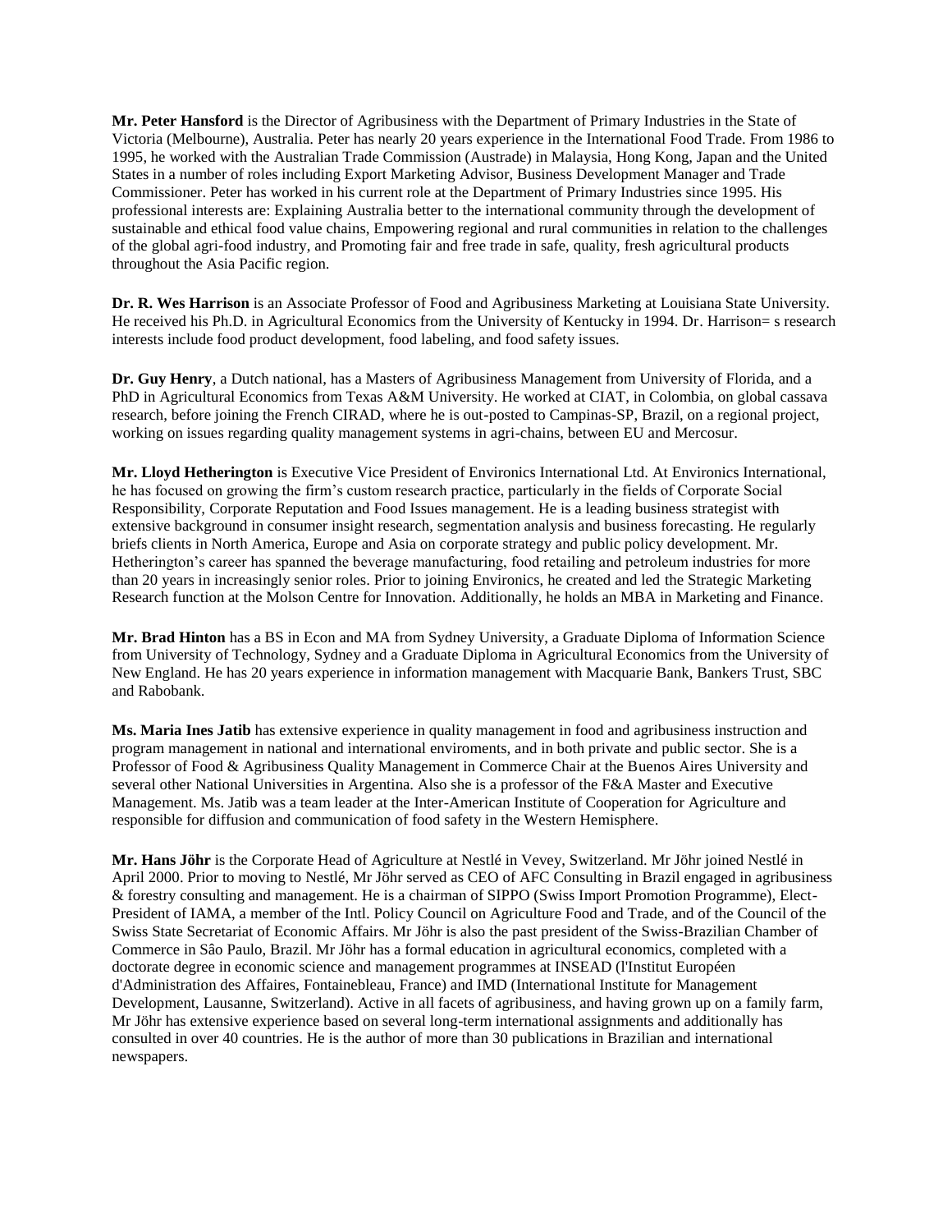**Mr. Peter Hansford** is the Director of Agribusiness with the Department of Primary Industries in the State of Victoria (Melbourne), Australia. Peter has nearly 20 years experience in the International Food Trade. From 1986 to 1995, he worked with the Australian Trade Commission (Austrade) in Malaysia, Hong Kong, Japan and the United States in a number of roles including Export Marketing Advisor, Business Development Manager and Trade Commissioner. Peter has worked in his current role at the Department of Primary Industries since 1995. His professional interests are: Explaining Australia better to the international community through the development of sustainable and ethical food value chains, Empowering regional and rural communities in relation to the challenges of the global agri-food industry, and Promoting fair and free trade in safe, quality, fresh agricultural products throughout the Asia Pacific region.

**Dr. R. Wes Harrison** is an Associate Professor of Food and Agribusiness Marketing at Louisiana State University. He received his Ph.D. in Agricultural Economics from the University of Kentucky in 1994. Dr. Harrison= s research interests include food product development, food labeling, and food safety issues.

**Dr. Guy Henry**, a Dutch national, has a Masters of Agribusiness Management from University of Florida, and a PhD in Agricultural Economics from Texas A&M University. He worked at CIAT, in Colombia, on global cassava research, before joining the French CIRAD, where he is out-posted to Campinas-SP, Brazil, on a regional project, working on issues regarding quality management systems in agri-chains, between EU and Mercosur.

**Mr. Lloyd Hetherington** is Executive Vice President of Environics International Ltd. At Environics International, he has focused on growing the firm's custom research practice, particularly in the fields of Corporate Social Responsibility, Corporate Reputation and Food Issues management. He is a leading business strategist with extensive background in consumer insight research, segmentation analysis and business forecasting. He regularly briefs clients in North America, Europe and Asia on corporate strategy and public policy development. Mr. Hetherington's career has spanned the beverage manufacturing, food retailing and petroleum industries for more than 20 years in increasingly senior roles. Prior to joining Environics, he created and led the Strategic Marketing Research function at the Molson Centre for Innovation. Additionally, he holds an MBA in Marketing and Finance.

**Mr. Brad Hinton** has a BS in Econ and MA from Sydney University, a Graduate Diploma of Information Science from University of Technology, Sydney and a Graduate Diploma in Agricultural Economics from the University of New England. He has 20 years experience in information management with Macquarie Bank, Bankers Trust, SBC and Rabobank.

**Ms. Maria Ines Jatib** has extensive experience in quality management in food and agribusiness instruction and program management in national and international enviroments, and in both private and public sector. She is a Professor of Food & Agribusiness Quality Management in Commerce Chair at the Buenos Aires University and several other National Universities in Argentina. Also she is a professor of the F&A Master and Executive Management. Ms. Jatib was a team leader at the Inter-American Institute of Cooperation for Agriculture and responsible for diffusion and communication of food safety in the Western Hemisphere.

**Mr. Hans Jöhr** is the Corporate Head of Agriculture at Nestlé in Vevey, Switzerland. Mr Jöhr joined Nestlé in April 2000. Prior to moving to Nestlé, Mr Jöhr served as CEO of AFC Consulting in Brazil engaged in agribusiness & forestry consulting and management. He is a chairman of SIPPO (Swiss Import Promotion Programme), Elect-President of IAMA, a member of the Intl. Policy Council on Agriculture Food and Trade, and of the Council of the Swiss State Secretariat of Economic Affairs. Mr Jöhr is also the past president of the Swiss-Brazilian Chamber of Commerce in São Paulo, Brazil. Mr Jöhr has a formal education in agricultural economics, completed with a doctorate degree in economic science and management programmes at INSEAD (l'Institut Européen d'Administration des Affaires, Fontainebleau, France) and IMD (International Institute for Management Development, Lausanne, Switzerland). Active in all facets of agribusiness, and having grown up on a family farm, Mr Jöhr has extensive experience based on several long-term international assignments and additionally has consulted in over 40 countries. He is the author of more than 30 publications in Brazilian and international newspapers.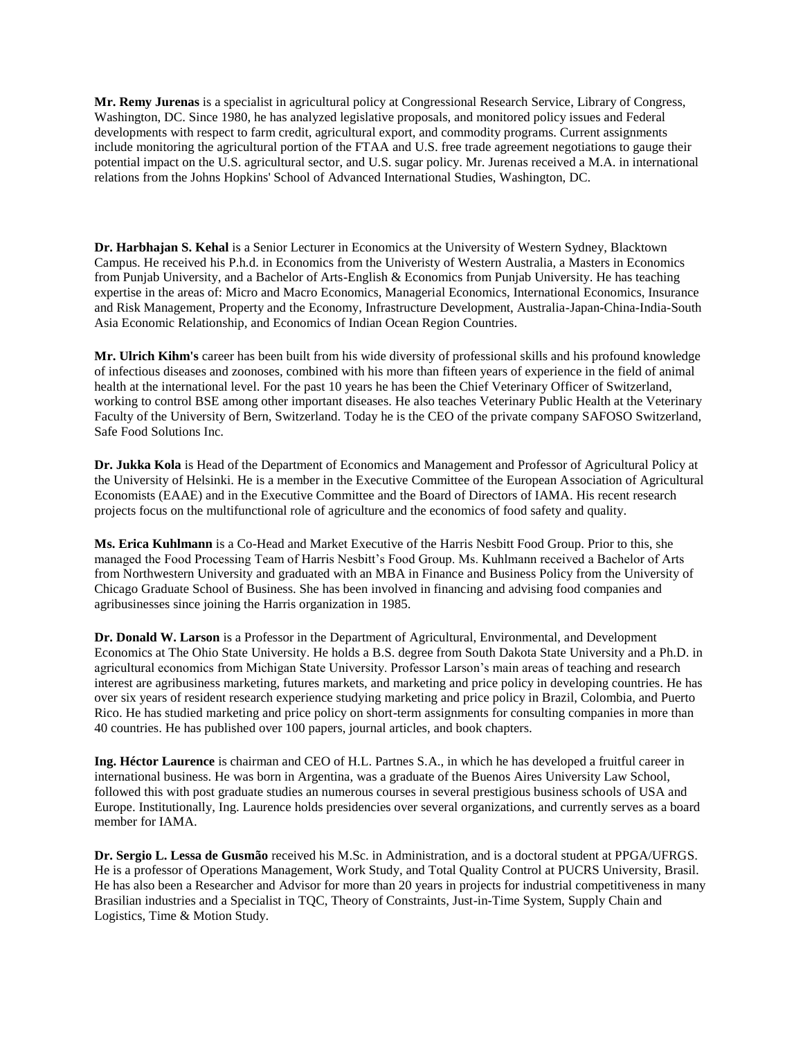**Mr. Remy Jurenas** is a specialist in agricultural policy at Congressional Research Service, Library of Congress, Washington, DC. Since 1980, he has analyzed legislative proposals, and monitored policy issues and Federal developments with respect to farm credit, agricultural export, and commodity programs. Current assignments include monitoring the agricultural portion of the FTAA and U.S. free trade agreement negotiations to gauge their potential impact on the U.S. agricultural sector, and U.S. sugar policy. Mr. Jurenas received a M.A. in international relations from the Johns Hopkins' School of Advanced International Studies, Washington, DC.

**Dr. Harbhajan S. Kehal** is a Senior Lecturer in Economics at the University of Western Sydney, Blacktown Campus. He received his P.h.d. in Economics from the Univeristy of Western Australia, a Masters in Economics from Punjab University, and a Bachelor of Arts-English & Economics from Punjab University. He has teaching expertise in the areas of: Micro and Macro Economics, Managerial Economics, International Economics, Insurance and Risk Management, Property and the Economy, Infrastructure Development, Australia-Japan-China-India-South Asia Economic Relationship, and Economics of Indian Ocean Region Countries.

**Mr. Ulrich Kihm's** career has been built from his wide diversity of professional skills and his profound knowledge of infectious diseases and zoonoses, combined with his more than fifteen years of experience in the field of animal health at the international level. For the past 10 years he has been the Chief Veterinary Officer of Switzerland, working to control BSE among other important diseases. He also teaches Veterinary Public Health at the Veterinary Faculty of the University of Bern, Switzerland. Today he is the CEO of the private company SAFOSO Switzerland, Safe Food Solutions Inc.

**Dr. Jukka Kola** is Head of the Department of Economics and Management and Professor of Agricultural Policy at the University of Helsinki. He is a member in the Executive Committee of the European Association of Agricultural Economists (EAAE) and in the Executive Committee and the Board of Directors of IAMA. His recent research projects focus on the multifunctional role of agriculture and the economics of food safety and quality.

**Ms. Erica Kuhlmann** is a Co-Head and Market Executive of the Harris Nesbitt Food Group. Prior to this, she managed the Food Processing Team of Harris Nesbitt's Food Group. Ms. Kuhlmann received a Bachelor of Arts from Northwestern University and graduated with an MBA in Finance and Business Policy from the University of Chicago Graduate School of Business. She has been involved in financing and advising food companies and agribusinesses since joining the Harris organization in 1985.

**Dr. Donald W. Larson** is a Professor in the Department of Agricultural, Environmental, and Development Economics at The Ohio State University. He holds a B.S. degree from South Dakota State University and a Ph.D. in agricultural economics from Michigan State University. Professor Larson's main areas of teaching and research interest are agribusiness marketing, futures markets, and marketing and price policy in developing countries. He has over six years of resident research experience studying marketing and price policy in Brazil, Colombia, and Puerto Rico. He has studied marketing and price policy on short-term assignments for consulting companies in more than 40 countries. He has published over 100 papers, journal articles, and book chapters.

**Ing. Héctor Laurence** is chairman and CEO of H.L. Partnes S.A., in which he has developed a fruitful career in international business. He was born in Argentina, was a graduate of the Buenos Aires University Law School, followed this with post graduate studies an numerous courses in several prestigious business schools of USA and Europe. Institutionally, Ing. Laurence holds presidencies over several organizations, and currently serves as a board member for IAMA.

**Dr. Sergio L. Lessa de Gusmão** received his M.Sc. in Administration, and is a doctoral student at PPGA/UFRGS. He is a professor of Operations Management, Work Study, and Total Quality Control at PUCRS University, Brasil. He has also been a Researcher and Advisor for more than 20 years in projects for industrial competitiveness in many Brasilian industries and a Specialist in TQC, Theory of Constraints, Just-in-Time System, Supply Chain and Logistics, Time & Motion Study.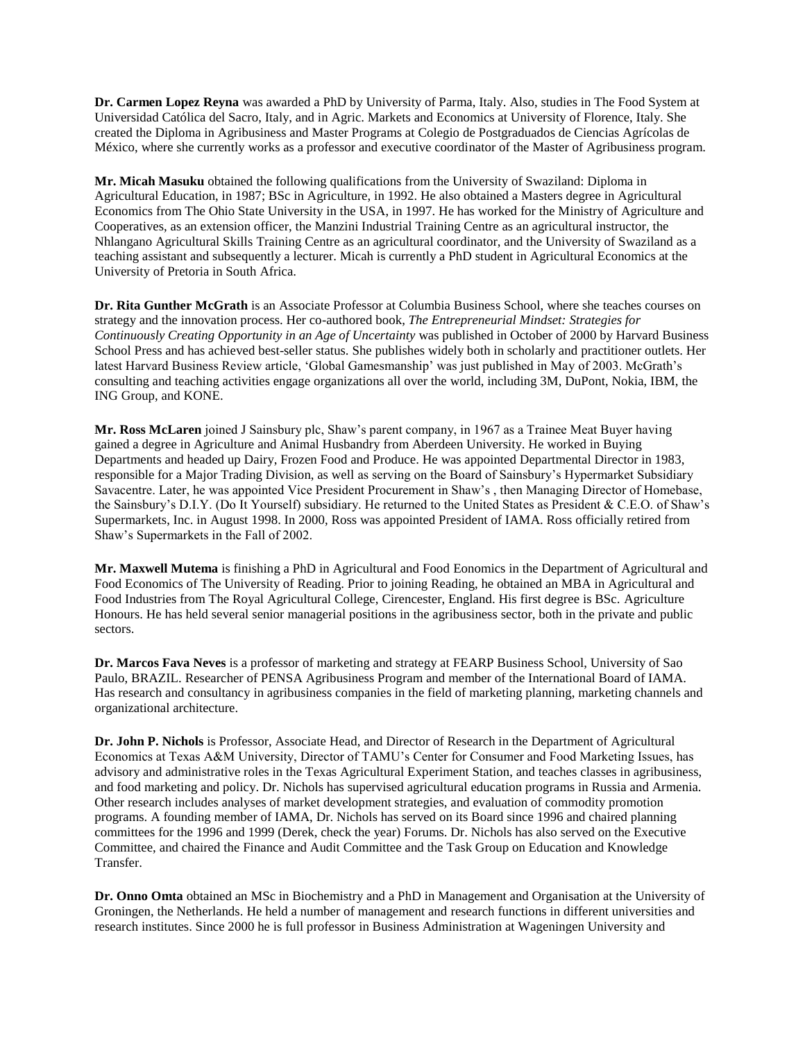**Dr. Carmen Lopez Reyna** was awarded a PhD by University of Parma, Italy. Also, studies in The Food System at Universidad Católica del Sacro, Italy, and in Agric. Markets and Economics at University of Florence, Italy. She created the Diploma in Agribusiness and Master Programs at Colegio de Postgraduados de Ciencias Agrícolas de México, where she currently works as a professor and executive coordinator of the Master of Agribusiness program.

**Mr. Micah Masuku** obtained the following qualifications from the University of Swaziland: Diploma in Agricultural Education, in 1987; BSc in Agriculture, in 1992. He also obtained a Masters degree in Agricultural Economics from The Ohio State University in the USA, in 1997. He has worked for the Ministry of Agriculture and Cooperatives, as an extension officer, the Manzini Industrial Training Centre as an agricultural instructor, the Nhlangano Agricultural Skills Training Centre as an agricultural coordinator, and the University of Swaziland as a teaching assistant and subsequently a lecturer. Micah is currently a PhD student in Agricultural Economics at the University of Pretoria in South Africa.

**Dr. Rita Gunther McGrath** is an Associate Professor at Columbia Business School, where she teaches courses on strategy and the innovation process. Her co-authored book, *The Entrepreneurial Mindset: Strategies for Continuously Creating Opportunity in an Age of Uncertainty* was published in October of 2000 by Harvard Business School Press and has achieved best-seller status. She publishes widely both in scholarly and practitioner outlets. Her latest Harvard Business Review article, 'Global Gamesmanship' was just published in May of 2003. McGrath's consulting and teaching activities engage organizations all over the world, including 3M, DuPont, Nokia, IBM, the ING Group, and KONE.

**Mr. Ross McLaren** joined J Sainsbury plc, Shaw's parent company, in 1967 as a Trainee Meat Buyer having gained a degree in Agriculture and Animal Husbandry from Aberdeen University. He worked in Buying Departments and headed up Dairy, Frozen Food and Produce. He was appointed Departmental Director in 1983, responsible for a Major Trading Division, as well as serving on the Board of Sainsbury's Hypermarket Subsidiary Savacentre. Later, he was appointed Vice President Procurement in Shaw's , then Managing Director of Homebase, the Sainsbury's D.I.Y. (Do It Yourself) subsidiary. He returned to the United States as President & C.E.O. of Shaw's Supermarkets, Inc. in August 1998. In 2000, Ross was appointed President of IAMA. Ross officially retired from Shaw's Supermarkets in the Fall of 2002.

**Mr. Maxwell Mutema** is finishing a PhD in Agricultural and Food Eonomics in the Department of Agricultural and Food Economics of The University of Reading. Prior to joining Reading, he obtained an MBA in Agricultural and Food Industries from The Royal Agricultural College, Cirencester, England. His first degree is BSc. Agriculture Honours. He has held several senior managerial positions in the agribusiness sector, both in the private and public sectors.

**Dr. Marcos Fava Neves** is a professor of marketing and strategy at FEARP Business School, University of Sao Paulo, BRAZIL. Researcher of PENSA Agribusiness Program and member of the International Board of IAMA. Has research and consultancy in agribusiness companies in the field of marketing planning, marketing channels and organizational architecture.

**Dr. John P. Nichols** is Professor, Associate Head, and Director of Research in the Department of Agricultural Economics at Texas A&M University, Director of TAMU's Center for Consumer and Food Marketing Issues, has advisory and administrative roles in the Texas Agricultural Experiment Station, and teaches classes in agribusiness, and food marketing and policy. Dr. Nichols has supervised agricultural education programs in Russia and Armenia. Other research includes analyses of market development strategies, and evaluation of commodity promotion programs. A founding member of IAMA, Dr. Nichols has served on its Board since 1996 and chaired planning committees for the 1996 and 1999 (Derek, check the year) Forums. Dr. Nichols has also served on the Executive Committee, and chaired the Finance and Audit Committee and the Task Group on Education and Knowledge Transfer.

**Dr. Onno Omta** obtained an MSc in Biochemistry and a PhD in Management and Organisation at the University of Groningen, the Netherlands. He held a number of management and research functions in different universities and research institutes. Since 2000 he is full professor in Business Administration at Wageningen University and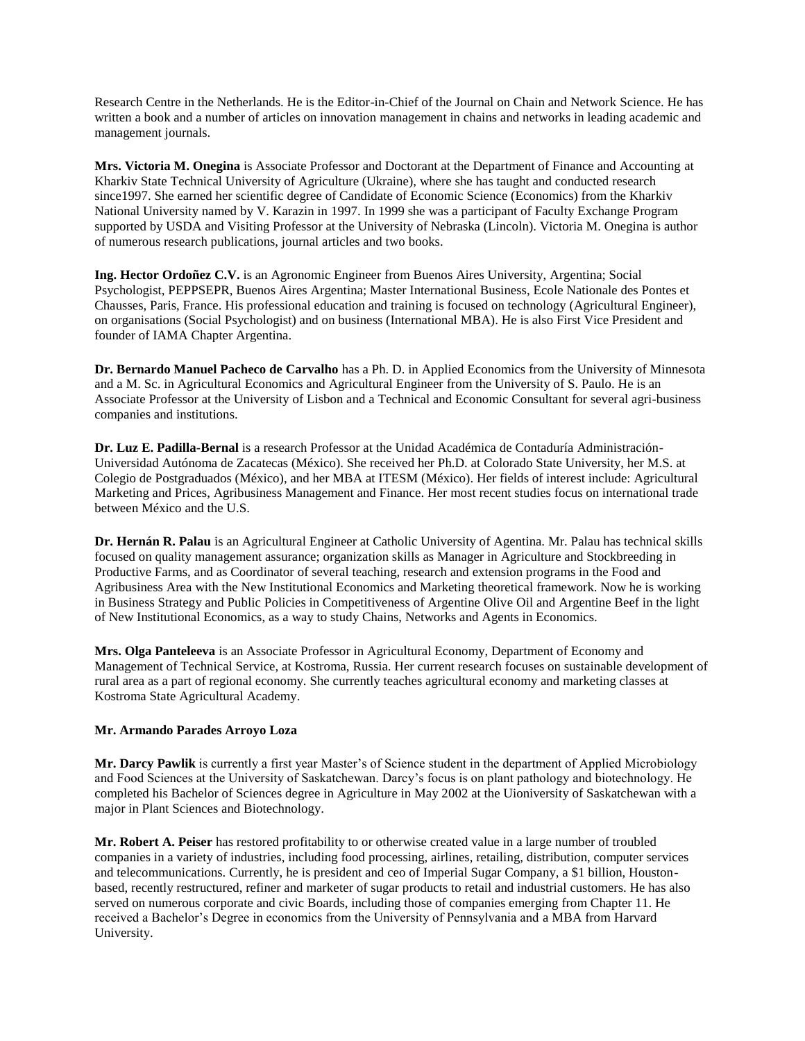Research Centre in the Netherlands. He is the Editor-in-Chief of the Journal on Chain and Network Science. He has written a book and a number of articles on innovation management in chains and networks in leading academic and management journals.

**Mrs. Victoria M. Onegina** is Associate Professor and Doctorant at the Department of Finance and Accounting at Kharkiv State Technical University of Agriculture (Ukraine), where she has taught and conducted research since1997. She earned her scientific degree of Candidate of Economic Science (Economics) from the Kharkiv National University named by V. Karazin in 1997. In 1999 she was a participant of Faculty Exchange Program supported by USDA and Visiting Professor at the University of Nebraska (Lincoln). Victoria M. Onegina is author of numerous research publications, journal articles and two books.

**Ing. Hector Ordoñez C.V.** is an Agronomic Engineer from Buenos Aires University, Argentina; Social Psychologist, PEPPSEPR, Buenos Aires Argentina; Master International Business, Ecole Nationale des Pontes et Chausses, Paris, France. His professional education and training is focused on technology (Agricultural Engineer), on organisations (Social Psychologist) and on business (International MBA). He is also First Vice President and founder of IAMA Chapter Argentina.

**Dr. Bernardo Manuel Pacheco de Carvalho** has a Ph. D. in Applied Economics from the University of Minnesota and a M. Sc. in Agricultural Economics and Agricultural Engineer from the University of S. Paulo. He is an Associate Professor at the University of Lisbon and a Technical and Economic Consultant for several agri-business companies and institutions.

**Dr. Luz E. Padilla-Bernal** is a research Professor at the Unidad Académica de Contaduría Administración-Universidad Autónoma de Zacatecas (México). She received her Ph.D. at Colorado State University, her M.S. at Colegio de Postgraduados (México), and her MBA at ITESM (México). Her fields of interest include: Agricultural Marketing and Prices, Agribusiness Management and Finance. Her most recent studies focus on international trade between México and the U.S.

**Dr. Hernán R. Palau** is an Agricultural Engineer at Catholic University of Agentina. Mr. Palau has technical skills focused on quality management assurance; organization skills as Manager in Agriculture and Stockbreeding in Productive Farms, and as Coordinator of several teaching, research and extension programs in the Food and Agribusiness Area with the New Institutional Economics and Marketing theoretical framework. Now he is working in Business Strategy and Public Policies in Competitiveness of Argentine Olive Oil and Argentine Beef in the light of New Institutional Economics, as a way to study Chains, Networks and Agents in Economics.

**Mrs. Olga Panteleeva** is an Associate Professor in Agricultural Economy, Department of Economy and Management of Technical Service, at Kostroma, Russia. Her current research focuses on sustainable development of rural area as a part of regional economy. She currently teaches agricultural economy and marketing classes at Kostroma State Agricultural Academy.

**Mr. Armando Parades Arroyo Loza**

**Mr. Darcy Pawlik** is currently a first year Master's of Science student in the department of Applied Microbiology and Food Sciences at the University of Saskatchewan. Darcy's focus is on plant pathology and biotechnology. He completed his Bachelor of Sciences degree in Agriculture in May 2002 at the Uioniversity of Saskatchewan with a major in Plant Sciences and Biotechnology.

**Mr. Robert A. Peiser** has restored profitability to or otherwise created value in a large number of troubled companies in a variety of industries, including food processing, airlines, retailing, distribution, computer services and telecommunications. Currently, he is president and ceo of Imperial Sugar Company, a $1 billion, Houston-based, recently restructured, refiner and marketer of sugar products to retail and industrial customers. He has also served on numerous corporate and civic Boards, including those of companies emerging from Chapter 11. He received a Bachelor's Degree in economics from the University of Pennsylvania and a MBA from Harvard University.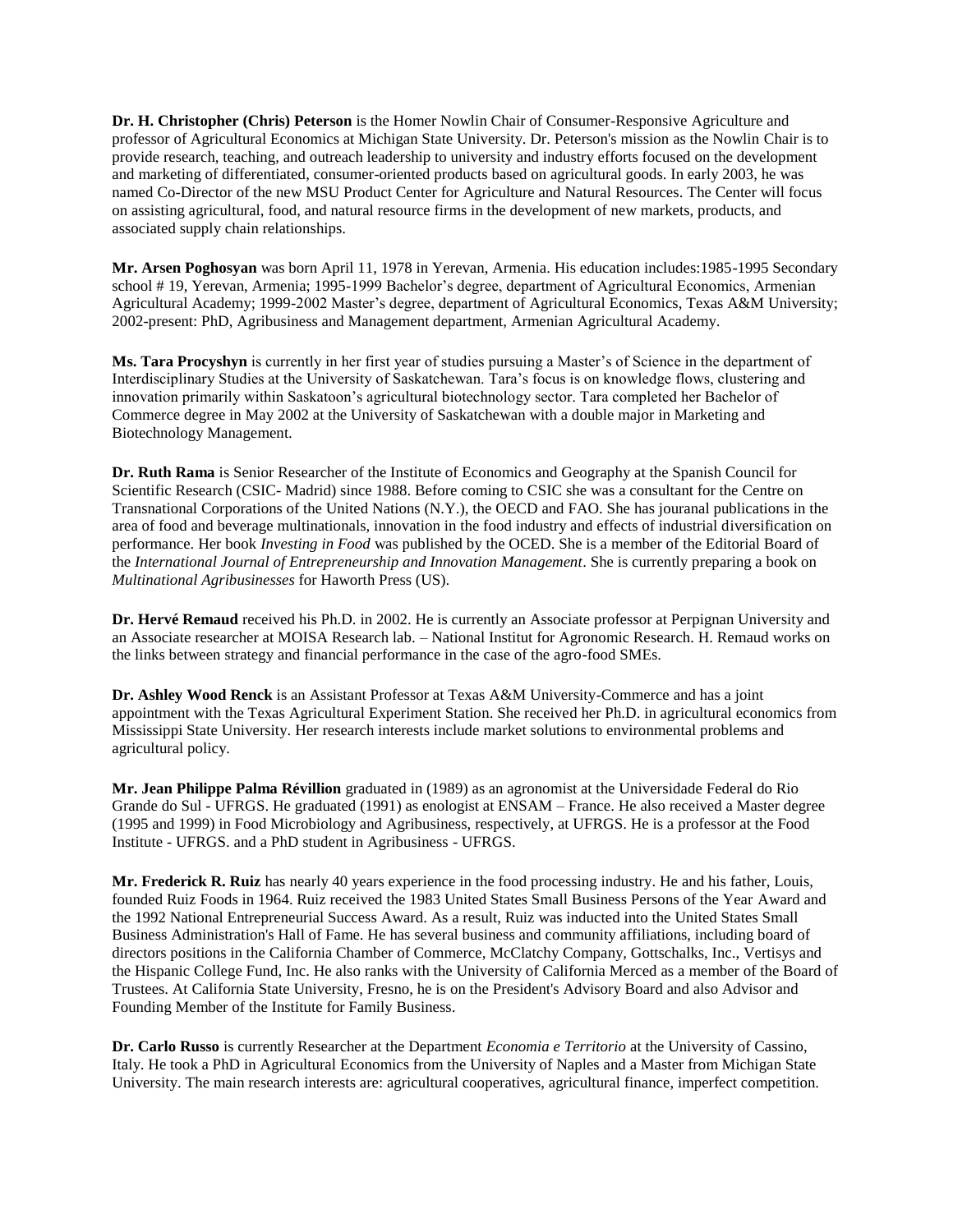**Dr. H. Christopher (Chris) Peterson** is the Homer Nowlin Chair of Consumer-Responsive Agriculture and professor of Agricultural Economics at Michigan State University. Dr. Peterson's mission as the Nowlin Chair is to provide research, teaching, and outreach leadership to university and industry efforts focused on the development and marketing of differentiated, consumer-oriented products based on agricultural goods. In early 2003, he was named Co-Director of the new MSU Product Center for Agriculture and Natural Resources. The Center will focus on assisting agricultural, food, and natural resource firms in the development of new markets, products, and associated supply chain relationships.

**Mr. Arsen Poghosyan** was born April 11, 1978 in Yerevan, Armenia. His education includes:1985-1995 Secondary school # 19, Yerevan, Armenia; 1995-1999 Bachelor's degree, department of Agricultural Economics, Armenian Agricultural Academy; 1999-2002 Master's degree, department of Agricultural Economics, Texas A&M University; 2002-present: PhD, Agribusiness and Management department, Armenian Agricultural Academy.

**Ms. Tara Procyshyn** is currently in her first year of studies pursuing a Master's of Science in the department of Interdisciplinary Studies at the University of Saskatchewan. Tara's focus is on knowledge flows, clustering and innovation primarily within Saskatoon's agricultural biotechnology sector. Tara completed her Bachelor of Commerce degree in May 2002 at the University of Saskatchewan with a double major in Marketing and Biotechnology Management.

**Dr. Ruth Rama** is Senior Researcher of the Institute of Economics and Geography at the Spanish Council for Scientific Research (CSIC- Madrid) since 1988. Before coming to CSIC she was a consultant for the Centre on Transnational Corporations of the United Nations (N.Y.), the OECD and FAO. She has jouranal publications in the area of food and beverage multinationals, innovation in the food industry and effects of industrial diversification on performance. Her book *Investing in Food* was published by the OCED. She is a member of the Editorial Board of the *International Journal of Entrepreneurship and Innovation Management*. She is currently preparing a book on *Multinational Agribusinesses* for Haworth Press (US).

**Dr. Hervé Remaud** received his Ph.D. in 2002. He is currently an Associate professor at Perpignan University and an Associate researcher at MOISA Research lab. – National Institut for Agronomic Research. H. Remaud works on the links between strategy and financial performance in the case of the agro-food SMEs.

**Dr. Ashley Wood Renck** is an Assistant Professor at Texas A&M University-Commerce and has a joint appointment with the Texas Agricultural Experiment Station. She received her Ph.D. in agricultural economics from Mississippi State University. Her research interests include market solutions to environmental problems and agricultural policy.

**Mr. Jean Philippe Palma Révillion** graduated in (1989) as an agronomist at the Universidade Federal do Rio Grande do Sul - UFRGS. He graduated (1991) as enologist at ENSAM – France. He also received a Master degree (1995 and 1999) in Food Microbiology and Agribusiness, respectively, at UFRGS. He is a professor at the Food Institute - UFRGS. and a PhD student in Agribusiness - UFRGS.

**Mr. Frederick R. Ruiz** has nearly 40 years experience in the food processing industry. He and his father, Louis, founded Ruiz Foods in 1964. Ruiz received the 1983 United States Small Business Persons of the Year Award and the 1992 National Entrepreneurial Success Award. As a result, Ruiz was inducted into the United States Small Business Administration's Hall of Fame. He has several business and community affiliations, including board of directors positions in the California Chamber of Commerce, McClatchy Company, Gottschalks, Inc., Vertisys and the Hispanic College Fund, Inc. He also ranks with the University of California Merced as a member of the Board of Trustees. At California State University, Fresno, he is on the President's Advisory Board and also Advisor and Founding Member of the Institute for Family Business.

**Dr. Carlo Russo** is currently Researcher at the Department *Economia e Territorio* at the University of Cassino, Italy. He took a PhD in Agricultural Economics from the University of Naples and a Master from Michigan State University. The main research interests are: agricultural cooperatives, agricultural finance, imperfect competition.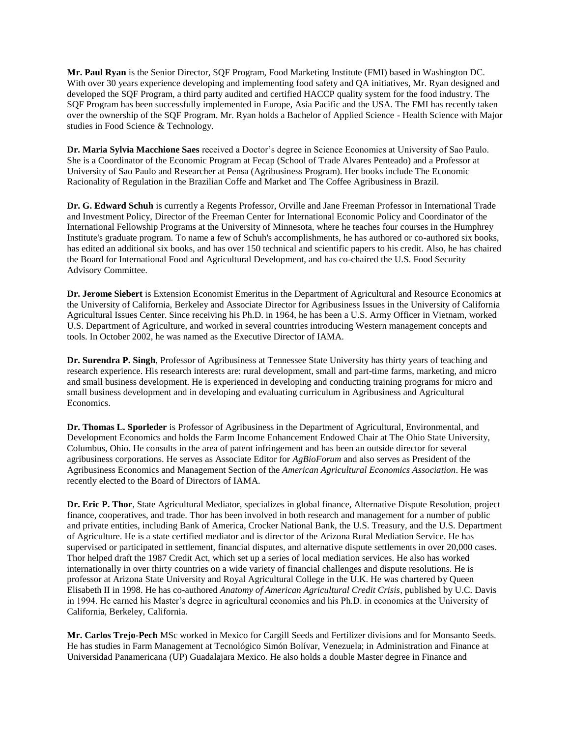**Mr. Paul Ryan** is the Senior Director, SQF Program, Food Marketing Institute (FMI) based in Washington DC. With over 30 years experience developing and implementing food safety and QA initiatives, Mr. Ryan designed and developed the SQF Program, a third party audited and certified HACCP quality system for the food industry. The SQF Program has been successfully implemented in Europe, Asia Pacific and the USA. The FMI has recently taken over the ownership of the SQF Program. Mr. Ryan holds a Bachelor of Applied Science - Health Science with Major studies in Food Science & Technology.

**Dr. Maria Sylvia Macchione Saes** received a Doctor's degree in Science Economics at University of Sao Paulo. She is a Coordinator of the Economic Program at Fecap (School of Trade Alvares Penteado) and a Professor at University of Sao Paulo and Researcher at Pensa (Agribusiness Program). Her books include The Economic Racionality of Regulation in the Brazilian Coffe and Market and The Coffee Agribusiness in Brazil.

**Dr. G. Edward Schuh** is currently a Regents Professor, Orville and Jane Freeman Professor in International Trade and Investment Policy, Director of the Freeman Center for International Economic Policy and Coordinator of the International Fellowship Programs at the University of Minnesota, where he teaches four courses in the Humphrey Institute's graduate program. To name a few of Schuh's accomplishments, he has authored or co-authored six books, has edited an additional six books, and has over 150 technical and scientific papers to his credit. Also, he has chaired the Board for International Food and Agricultural Development, and has co-chaired the U.S. Food Security Advisory Committee.

**Dr. Jerome Siebert** is Extension Economist Emeritus in the Department of Agricultural and Resource Economics at the University of California, Berkeley and Associate Director for Agribusiness Issues in the University of California Agricultural Issues Center. Since receiving his Ph.D. in 1964, he has been a U.S. Army Officer in Vietnam, worked U.S. Department of Agriculture, and worked in several countries introducing Western management concepts and tools. In October 2002, he was named as the Executive Director of IAMA.

**Dr. Surendra P. Singh**, Professor of Agribusiness at Tennessee State University has thirty years of teaching and research experience. His research interests are: rural development, small and part-time farms, marketing, and micro and small business development. He is experienced in developing and conducting training programs for micro and small business development and in developing and evaluating curriculum in Agribusiness and Agricultural Economics.

**Dr. Thomas L. Sporleder** is Professor of Agribusiness in the Department of Agricultural, Environmental, and Development Economics and holds the Farm Income Enhancement Endowed Chair at The Ohio State University, Columbus, Ohio. He consults in the area of patent infringement and has been an outside director for several agribusiness corporations. He serves as Associate Editor for *AgBioForum* and also serves as President of the Agribusiness Economics and Management Section of the *American Agricultural Economics Association*. He was recently elected to the Board of Directors of IAMA.

**Dr. Eric P. Thor**, State Agricultural Mediator, specializes in global finance, Alternative Dispute Resolution, project finance, cooperatives, and trade. Thor has been involved in both research and management for a number of public and private entities, including Bank of America, Crocker National Bank, the U.S. Treasury, and the U.S. Department of Agriculture. He is a state certified mediator and is director of the Arizona Rural Mediation Service. He has supervised or participated in settlement, financial disputes, and alternative dispute settlements in over 20,000 cases. Thor helped draft the 1987 Credit Act, which set up a series of local mediation services. He also has worked internationally in over thirty countries on a wide variety of financial challenges and dispute resolutions. He is professor at Arizona State University and Royal Agricultural College in the U.K. He was chartered by Queen Elisabeth II in 1998. He has co-authored *Anatomy of American Agricultural Credit Crisis*, published by U.C. Davis in 1994. He earned his Master's degree in agricultural economics and his Ph.D. in economics at the University of California, Berkeley, California.

**Mr. Carlos Trejo-Pech** MSc worked in Mexico for Cargill Seeds and Fertilizer divisions and for Monsanto Seeds. He has studies in Farm Management at Tecnológico Simón Bolívar, Venezuela; in Administration and Finance at Universidad Panamericana (UP) Guadalajara Mexico. He also holds a double Master degree in Finance and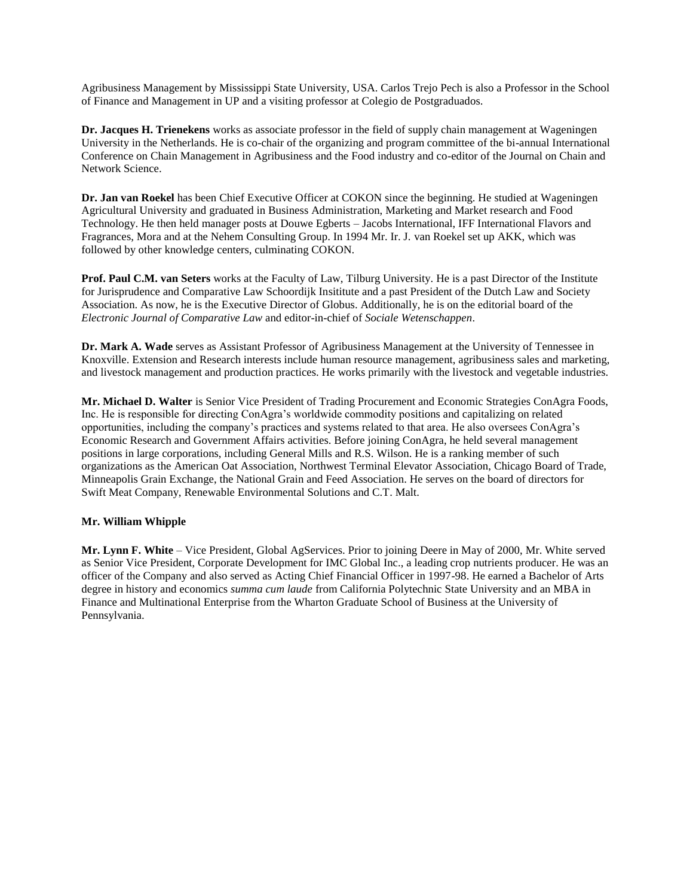Agribusiness Management by Mississippi State University, USA. Carlos Trejo Pech is also a Professor in the School of Finance and Management in UP and a visiting professor at Colegio de Postgraduados.

**Dr. Jacques H. Trienekens** works as associate professor in the field of supply chain management at Wageningen University in the Netherlands. He is co-chair of the organizing and program committee of the bi-annual International Conference on Chain Management in Agribusiness and the Food industry and co-editor of the Journal on Chain and Network Science.

**Dr. Jan van Roekel** has been Chief Executive Officer at COKON since the beginning. He studied at Wageningen Agricultural University and graduated in Business Administration, Marketing and Market research and Food Technology. He then held manager posts at Douwe Egberts – Jacobs International, IFF International Flavors and Fragrances, Mora and at the Nehem Consulting Group. In 1994 Mr. Ir. J. van Roekel set up AKK, which was followed by other knowledge centers, culminating COKON.

**Prof. Paul C.M. van Seters** works at the Faculty of Law, Tilburg University. He is a past Director of the Institute for Jurisprudence and Comparative Law Schoordijk Insititute and a past President of the Dutch Law and Society Association. As now, he is the Executive Director of Globus. Additionally, he is on the editorial board of the *Electronic Journal of Comparative Law* and editor-in-chief of *Sociale Wetenschappen*.

**Dr. Mark A. Wade** serves as Assistant Professor of Agribusiness Management at the University of Tennessee in Knoxville. Extension and Research interests include human resource management, agribusiness sales and marketing, and livestock management and production practices. He works primarily with the livestock and vegetable industries.

**Mr. Michael D. Walter** is Senior Vice President of Trading Procurement and Economic Strategies ConAgra Foods, Inc. He is responsible for directing ConAgra's worldwide commodity positions and capitalizing on related opportunities, including the company's practices and systems related to that area. He also oversees ConAgra's Economic Research and Government Affairs activities. Before joining ConAgra, he held several management positions in large corporations, including General Mills and R.S. Wilson. He is a ranking member of such organizations as the American Oat Association, Northwest Terminal Elevator Association, Chicago Board of Trade, Minneapolis Grain Exchange, the National Grain and Feed Association. He serves on the board of directors for Swift Meat Company, Renewable Environmental Solutions and C.T. Malt.

**Mr. William Whipple**

**Mr. Lynn F. White** – Vice President, Global AgServices. Prior to joining Deere in May of 2000, Mr. White served as Senior Vice President, Corporate Development for IMC Global Inc., a leading crop nutrients producer. He was an officer of the Company and also served as Acting Chief Financial Officer in 1997-98. He earned a Bachelor of Arts degree in history and economics *summa cum laude* from California Polytechnic State University and an MBA in Finance and Multinational Enterprise from the Wharton Graduate School of Business at the University of Pennsylvania.